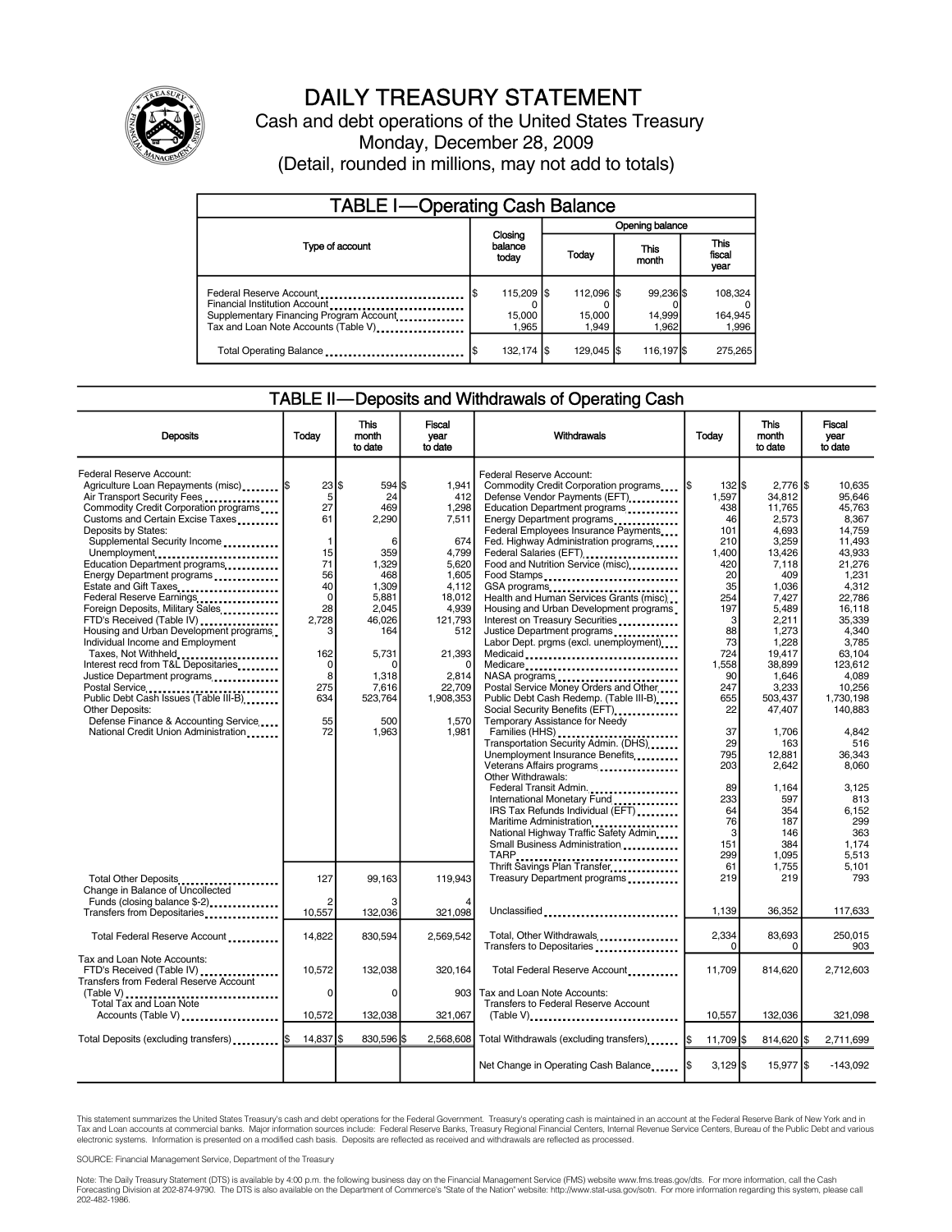# DAILY TREASURY STATEMENT

Cash and debt operations of the United States Treasury

Monday, December 28, 2009

(Detail, rounded in millions, may not add to totals)

## TABLE I—Operating Cash Balance

| Type of account | Closing balance today | Opening balance Today | Opening balance This month | Opening balance This fiscal year |
|---|---|---|---|---|
| Federal Reserve Account | $ 115,209 | $ 112,096 | $ 99,236 | $ 108,324 |
| Financial Institution Account | 0 | 0 | 0 | 0 |
| Supplementary Financing Program Account | 15,000 | 15,000 | 14,999 | 164,945 |
| Tax and Loan Note Accounts (Table V) | 1,965 | 1,949 | 1,962 | 1,996 |
| Total Operating Balance | $ 132,174 | $ 129,045 | $ 116,197 | $ 275,265 |

## TABLE II—Deposits and Withdrawals of Operating Cash

| Deposits | Today | This month to date | Fiscal year to date |
|---|---|---|---|
| Federal Reserve Account: | | | |
| Agriculture Loan Repayments (misc) | $ 23 | $ 594 | $ 1,941 |
| Air Transport Security Fees | 5 | 24 | 412 |
| Commodity Credit Corporation programs | 27 | 469 | 1,298 |
| Customs and Certain Excise Taxes | 61 | 2,290 | 7,511 |
| Deposits by States: | | | |
| Supplemental Security Income | 1 | 6 | 674 |
| Unemployment | 15 | 359 | 4,799 |
| Education Department programs | 71 | 1,329 | 5,620 |
| Energy Department programs | 56 | 468 | 1,605 |
| Estate and Gift Taxes | 40 | 1,309 | 4,112 |
| Federal Reserve Earnings | 0 | 5,881 | 18,012 |
| Foreign Deposits, Military Sales | 28 | 2,045 | 4,939 |
| FTD's Received (Table IV) | 2,728 | 46,026 | 121,793 |
| Housing and Urban Development programs | 3 | 164 | 512 |
| Individual Income and Employment Taxes, Not Withheld | 162 | 5,731 | 21,393 |
| Interest recd from T&L Depositaries | 0 | 0 | 0 |
| Justice Department programs | 8 | 1,318 | 2,814 |
| Postal Service | 275 | 7,616 | 22,709 |
| Public Debt Cash Issues (Table III-B) | 634 | 523,764 | 1,908,353 |
| Other Deposits: | | | |
| Defense Finance & Accounting Service | 55 | 500 | 1,570 |
| National Credit Union Administration | 72 | 1,963 | 1,981 |
| Total Other Deposits | 127 | 99,163 | 119,943 |
| Change in Balance of Uncollected Funds (closing balance $-2) | 2 | 3 | 4 |
| Transfers from Depositaries | 10,557 | 132,036 | 321,098 |
| Total Federal Reserve Account | 14,822 | 830,594 | 2,569,542 |
| Tax and Loan Note Accounts: | | | |
| FTD's Received (Table IV) | 10,572 | 132,038 | 320,164 |
| Transfers from Federal Reserve Account (Table V) | 0 | 0 | 903 |
| Total Tax and Loan Note Accounts (Table V) | 10,572 | 132,038 | 321,067 |
| Total Deposits (excluding transfers) | $ 14,837 | $ 830,596 | $ 2,568,608 |

| Withdrawals | Today | This month to date | Fiscal year to date |
|---|---|---|---|
| Federal Reserve Account: | | | |
| Commodity Credit Corporation programs | $ 132 | $ 2,776 | $ 10,635 |
| Defense Vendor Payments (EFT) | 1,597 | 34,812 | 95,646 |
| Education Department programs | 438 | 11,765 | 45,763 |
| Energy Department programs | 46 | 2,573 | 8,367 |
| Federal Employees Insurance Payments | 101 | 4,693 | 14,759 |
| Fed. Highway Administration programs | 210 | 3,259 | 11,493 |
| Federal Salaries (EFT) | 1,400 | 13,426 | 43,933 |
| Food and Nutrition Service (misc) | 420 | 7,118 | 21,276 |
| Food Stamps | 20 | 409 | 1,231 |
| GSA programs | 35 | 1,036 | 4,312 |
| Health and Human Services Grants (misc) | 254 | 7,427 | 22,786 |
| Housing and Urban Development programs | 197 | 5,489 | 16,118 |
| Interest on Treasury Securities | 3 | 2,211 | 35,339 |
| Justice Department programs | 88 | 1,273 | 4,340 |
| Labor Dept. prgms (excl. unemployment) | 73 | 1,228 | 3,785 |
| Medicaid | 724 | 19,417 | 63,104 |
| Medicare | 1,558 | 38,899 | 123,612 |
| NASA programs | 90 | 1,646 | 4,089 |
| Postal Service Money Orders and Other | 247 | 3,233 | 10,256 |
| Public Debt Cash Redemp. (Table III-B) | 655 | 503,437 | 1,730,198 |
| Social Security Benefits (EFT) | 22 | 47,407 | 140,883 |
| Temporary Assistance for Needy Families (HHS) | 37 | 1,706 | 4,842 |
| Transportation Security Admin. (DHS) | 29 | 163 | 516 |
| Unemployment Insurance Benefits | 795 | 12,881 | 36,343 |
| Veterans Affairs programs | 203 | 2,642 | 8,060 |
| Other Withdrawals: | | | |
| Federal Transit Admin. | 89 | 1,164 | 3,125 |
| International Monetary Fund | 233 | 597 | 813 |
| IRS Tax Refunds Individual (EFT) | 64 | 354 | 6,152 |
| Maritime Administration | 76 | 187 | 299 |
| National Highway Traffic Safety Admin | 3 | 146 | 363 |
| Small Business Administration | 151 | 384 | 1,174 |
| TARP | 299 | 1,095 | 5,513 |
| Thrift Savings Plan Transfer | 61 | 1,755 | 5,101 |
| Treasury Department programs | 219 | 219 | 793 |
| Unclassified | 1,139 | 36,352 | 117,633 |
| Total, Other Withdrawals | 2,334 | 83,693 | 250,015 |
| Transfers to Depositaries | 0 | 0 | 903 |
| Total Federal Reserve Account | 11,709 | 814,620 | 2,712,603 |
| Tax and Loan Note Accounts: | | | |
| Transfers to Federal Reserve Account (Table V) | 10,557 | 132,036 | 321,098 |
| Total Withdrawals (excluding transfers) | $ 11,709 | $ 814,620 | $ 2,711,699 |
| Net Change in Operating Cash Balance | $ 3,129 | $ 15,977 | $ -143,092 |

This statement summarizes the United States Treasury's cash and debt operations for the Federal Government. Treasury's operating cash is maintained in an account at the Federal Reserve Bank of New York and in Tax and Loan accounts at commercial banks. Major information sources include: Federal Reserve Banks, Treasury Regional Financial Centers, Internal Revenue Service Centers, Bureau of the Public Debt and various electronic systems. Information is presented on a modified cash basis. Deposits are reflected as received and withdrawals are reflected as processed.

SOURCE: Financial Management Service, Department of the Treasury

Note: The Daily Treasury Statement (DTS) is available by 4:00 p.m. the following business day on the Financial Management Service (FMS) website www.fms.treas.gov/dts. For more information, call the Cash Forecasting Division at 202-874-9790. The DTS is also available on the Department of Commerce's "State of the Nation" website: http://www.stat-usa.gov/sotn. For more information regarding this system, please call 202-482-1986.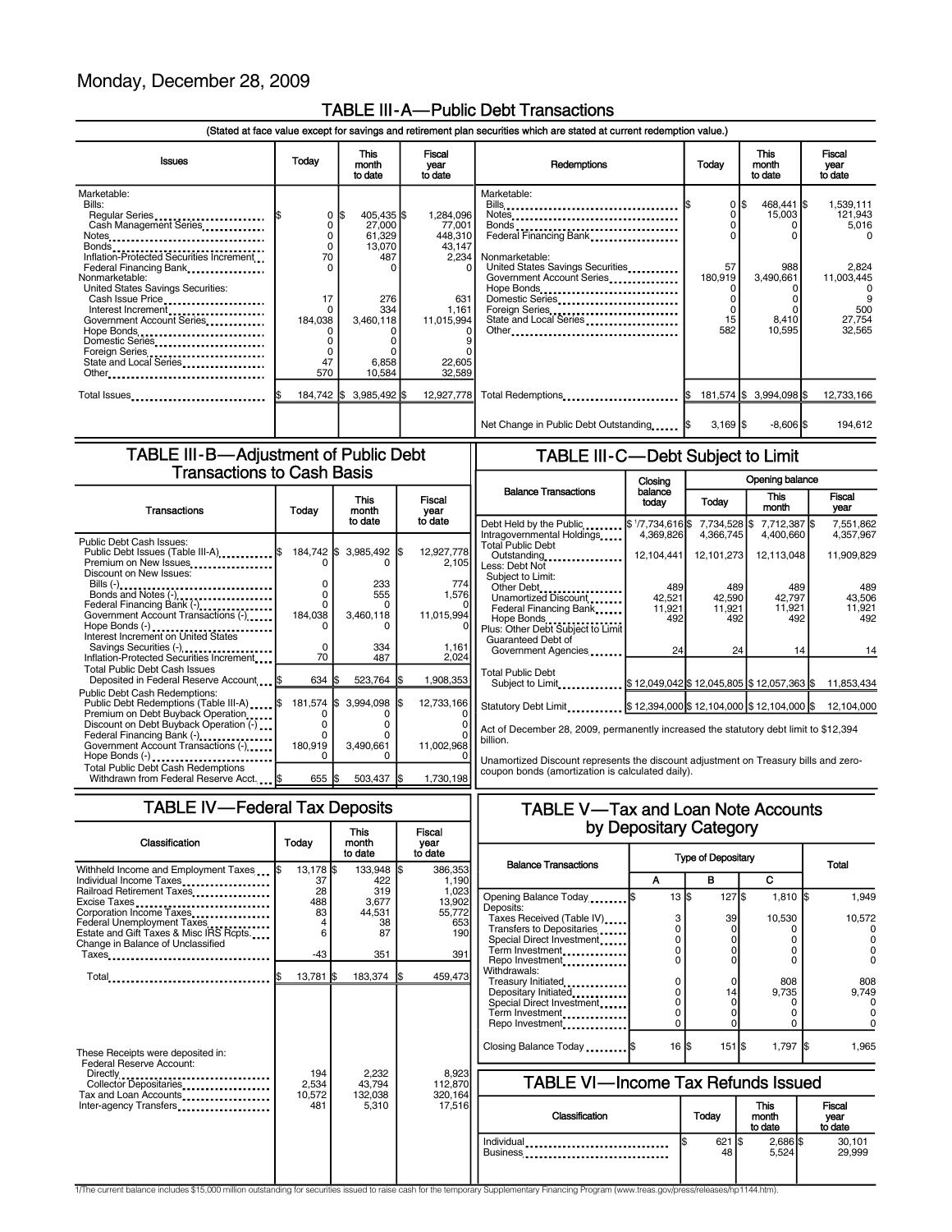Monday, December 28, 2009

## TABLE III-A—Public Debt Transactions

(Stated at face value except for savings and retirement plan securities which are stated at current redemption value.)

| Issues | Today | This month to date | Fiscal year to date |
|---|---|---|---|
| Marketable: | | | |
| Bills: | | | |
| Regular Series | $ 0 | $ 405,435 | $ 1,284,096 |
| Cash Management Series | 0 | 27,000 | 77,001 |
| Notes | 0 | 61,329 | 448,310 |
| Bonds | 0 | 13,070 | 43,147 |
| Inflation-Protected Securities Increment | 70 | 487 | 2,234 |
| Federal Financing Bank | 0 | 0 | 0 |
| Nonmarketable: | | | |
| United States Savings Securities: | | | |
| Cash Issue Price | 17 | 276 | 631 |
| Interest Increment | 0 | 334 | 1,161 |
| Government Account Series | 184,038 | 3,460,118 | 11,015,994 |
| Hope Bonds | 0 | 0 | 0 |
| Domestic Series | 0 | 0 | 9 |
| Foreign Series | 0 | 0 | 0 |
| State and Local Series | 47 | 6,858 | 22,605 |
| Other | 570 | 10,584 | 32,589 |
| Total Issues | $ 184,742 | $ 3,985,492 | $ 12,927,778 |

| Redemptions | Today | This month to date | Fiscal year to date |
|---|---|---|---|
| Marketable: | | | |
| Bills | $ 0 | $ 468,441 | $ 1,539,111 |
| Notes | 0 | 15,003 | 121,943 |
| Bonds | 0 | 0 | 5,016 |
| Federal Financing Bank | 0 | 0 | 0 |
| Nonmarketable: | | | |
| United States Savings Securities | 57 | 988 | 2,824 |
| Government Account Series | 180,919 | 3,490,661 | 11,003,445 |
| Hope Bonds | 0 | 0 | 0 |
| Domestic Series | 0 | 0 | 9 |
| Foreign Series | 0 | 0 | 500 |
| State and Local Series | 15 | 8,410 | 27,754 |
| Other | 582 | 10,595 | 32,565 |
| Total Redemptions | $ 181,574 | $ 3,994,098 | $ 12,733,166 |
| Net Change in Public Debt Outstanding | $ 3,169 | $ -8,606 | $ 194,612 |

## TABLE III-B—Adjustment of Public Debt Transactions to Cash Basis

| Transactions | Today | This month to date | Fiscal year to date |
|---|---|---|---|
| Public Debt Cash Issues: | | | |
| Public Debt Issues (Table III-A) | $ 184,742 | $ 3,985,492 | $ 12,927,778 |
| Premium on New Issues | 0 | 0 | 2,105 |
| Discount on New Issues: | | | |
| Bills (-) | 0 | 233 | 774 |
| Bonds and Notes (-) | 0 | 555 | 1,576 |
| Federal Financing Bank (-) | 0 | 0 | 0 |
| Government Account Transactions (-) | 184,038 | 3,460,118 | 11,015,994 |
| Hope Bonds (-) | 0 | 0 | 0 |
| Interest Increment on United States Savings Securities (-) | 0 | 334 | 1,161 |
| Inflation-Protected Securities Increment | 70 | 487 | 2,024 |
| Total Public Debt Cash Issues Deposited in Federal Reserve Account | $ 634 | $ 523,764 | $ 1,908,353 |
| Public Debt Cash Redemptions: | | | |
| Public Debt Redemptions (Table III-A) | $ 181,574 | $ 3,994,098 | $ 12,733,166 |
| Premium on Debt Buyback Operation | 0 | 0 | 0 |
| Discount on Debt Buyback Operation (-) | 0 | 0 | 0 |
| Federal Financing Bank (-) | 0 | 0 | 0 |
| Government Account Transactions (-) | 180,919 | 3,490,661 | 11,002,968 |
| Hope Bonds (-) | 0 | 0 | 0 |
| Total Public Debt Cash Redemptions Withdrawn from Federal Reserve Acct. | $ 655 | $ 503,437 | $ 1,730,198 |

## TABLE III-C—Debt Subject to Limit

| Balance Transactions | Closing balance today | Opening balance Today | Opening balance This month | Opening balance Fiscal year |
|---|---|---|---|---|
| Debt Held by the Public | $ [1]7,734,616 | $ 7,734,528 | $ 7,712,387 | $ 7,551,862 |
| Intragovernmental Holdings | 4,369,826 | 4,366,745 | 4,400,660 | 4,357,967 |
| Total Public Debt Outstanding | 12,104,441 | 12,101,273 | 12,113,048 | 11,909,829 |
| Less: Debt Not Subject to Limit: | | | | |
| Other Debt | 489 | 489 | 489 | 489 |
| Unamortized Discount | 42,521 | 42,590 | 42,797 | 43,506 |
| Federal Financing Bank | 11,921 | 11,921 | 11,921 | 11,921 |
| Hope Bonds | 492 | 492 | 492 | 492 |
| Plus: Other Debt Subject to Limit | | | | |
| Guaranteed Debt of Government Agencies | 24 | 24 | 14 | 14 |
| Total Public Debt Subject to Limit | $ 12,049,042 | $ 12,045,805 | $ 12,057,363 | $ 11,853,434 |
| Statutory Debt Limit | $ 12,394,000 | $ 12,104,000 | $ 12,104,000 | $ 12,104,000 |

Act of December 28, 2009, permanently increased the statutory debt limit to $12,394 billion.

Unamortized Discount represents the discount adjustment on Treasury bills and zero-coupon bonds (amortization is calculated daily).

## TABLE IV—Federal Tax Deposits

| Classification | Today | This month to date | Fiscal year to date |
|---|---|---|---|
| Withheld Income and Employment Taxes | $ 13,178 | $ 133,948 | $ 386,353 |
| Individual Income Taxes | 37 | 422 | 1,190 |
| Railroad Retirement Taxes | 28 | 319 | 1,023 |
| Excise Taxes | 488 | 3,677 | 13,902 |
| Corporation Income Taxes | 83 | 44,531 | 55,772 |
| Federal Unemployment Taxes | 4 | 38 | 653 |
| Estate and Gift Taxes & Misc IRS Rcpts. | 6 | 87 | 190 |
| Change in Balance of Unclassified Taxes | -43 | 351 | 391 |
| Total | $ 13,781 | $ 183,374 | $ 459,473 |
| These Receipts were deposited in: | | | |
| Federal Reserve Account: | | | |
| Directly | 194 | 2,232 | 8,923 |
| Collector Depositaries | 2,534 | 43,794 | 112,870 |
| Tax and Loan Accounts | 10,572 | 132,038 | 320,164 |
| Inter-agency Transfers | 481 | 5,310 | 17,516 |

## TABLE V—Tax and Loan Note Accounts by Depositary Category

| Balance Transactions | Type of Depositary A | Type of Depositary B | Type of Depositary C | Total |
|---|---|---|---|---|
| Opening Balance Today | $ 13 | $ 127 | $ 1,810 | $ 1,949 |
| Deposits: | | | | |
| Taxes Received (Table IV) | 3 | 39 | 10,530 | 10,572 |
| Transfers to Depositaries | 0 | 0 | 0 | 0 |
| Special Direct Investment | 0 | 0 | 0 | 0 |
| Term Investment | 0 | 0 | 0 | 0 |
| Repo Investment | 0 | 0 | 0 | 0 |
| Withdrawals: | | | | |
| Treasury Initiated | 0 | 0 | 808 | 808 |
| Depositary Initiated | 0 | 14 | 9,735 | 9,749 |
| Special Direct Investment | 0 | 0 | 0 | 0 |
| Term Investment | 0 | 0 | 0 | 0 |
| Repo Investment | 0 | 0 | 0 | 0 |
| Closing Balance Today | $ 16 | $ 151 | $ 1,797 | $ 1,965 |

## TABLE VI—Income Tax Refunds Issued

| Classification | Today | This month to date | Fiscal year to date |
|---|---|---|---|
| Individual | $ 621 | $ 2,686 | $ 30,101 |
| Business | 48 | 5,524 | 29,999 |

1/The current balance includes $15,000 million outstanding for securities issued to raise cash for the temporary Supplementary Financing Program (www.treas.gov/press/releases/hp1144.htm).